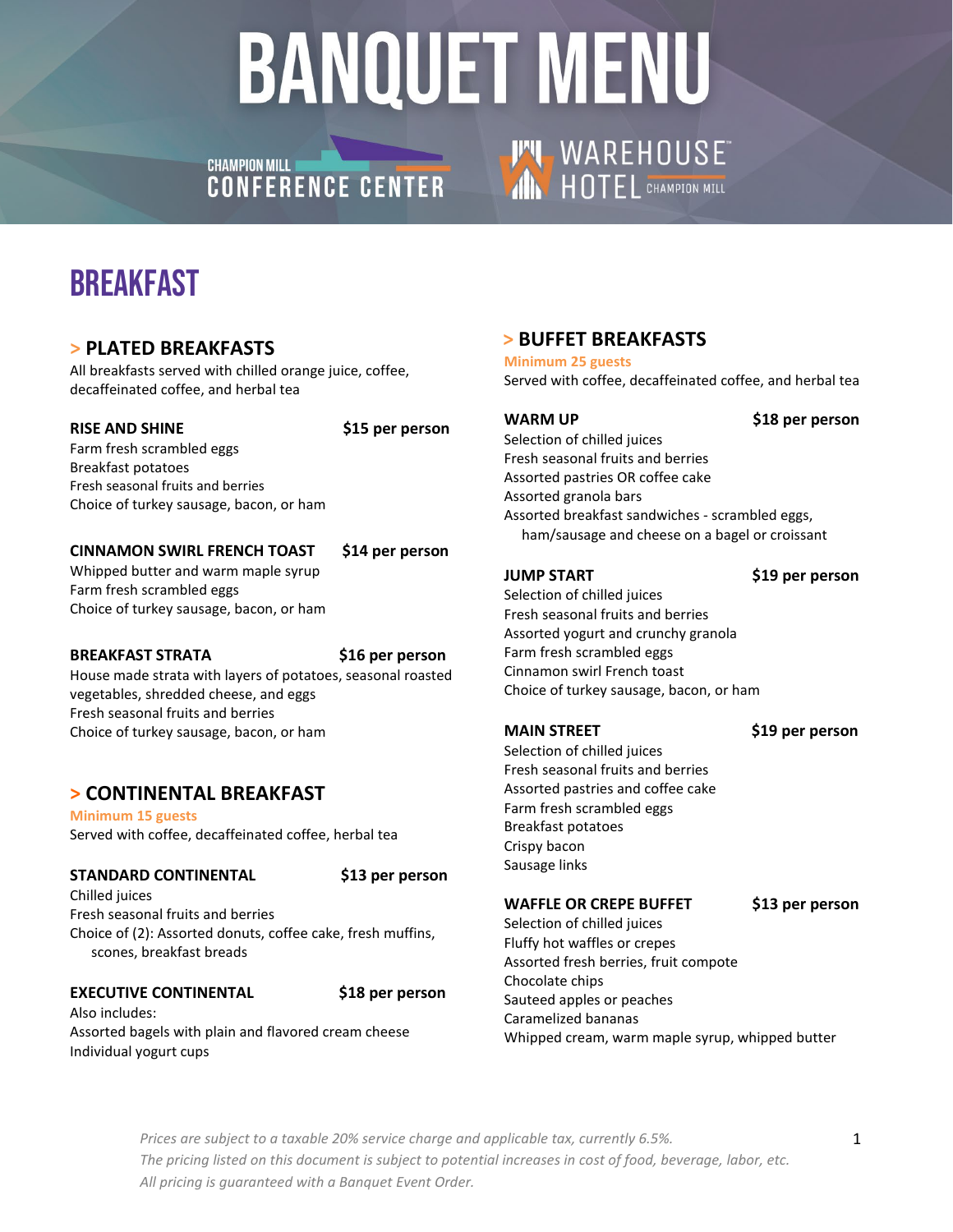# BANQUET MENU

CHAMPION MILL CONFERENCE CENTER

WAREHOUSE HOTEL CHAMPION MILL

## BREAKFAST

### > PLATED BREAKFASTS

All breakfasts served with chilled orange juice, coffee, decaffeinated coffee, and herbal tea

**RISE AND SHINE** **$15 per person**

Farm fresh scrambled eggs
Breakfast potatoes
Fresh seasonal fruits and berries
Choice of turkey sausage, bacon, or ham

**CINNAMON SWIRL FRENCH TOAST** **$14 per person**

Whipped butter and warm maple syrup
Farm fresh scrambled eggs
Choice of turkey sausage, bacon, or ham

**BREAKFAST STRATA** **$16 per person**

House made strata with layers of potatoes, seasonal roasted vegetables, shredded cheese, and eggs
Fresh seasonal fruits and berries
Choice of turkey sausage, bacon, or ham

### > CONTINENTAL BREAKFAST

**Minimum 15 guests**

Served with coffee, decaffeinated coffee, herbal tea

**STANDARD CONTINENTAL** **$13 per person**

Chilled juices
Fresh seasonal fruits and berries
Choice of (2): Assorted donuts, coffee cake, fresh muffins, scones, breakfast breads

**EXECUTIVE CONTINENTAL** **$18 per person**

Also includes:
Assorted bagels with plain and flavored cream cheese
Individual yogurt cups

### > BUFFET BREAKFASTS

**Minimum 25 guests**

Served with coffee, decaffeinated coffee, and herbal tea

**WARM UP** **$18 per person**

Selection of chilled juices
Fresh seasonal fruits and berries
Assorted pastries OR coffee cake
Assorted granola bars
Assorted breakfast sandwiches - scrambled eggs, ham/sausage and cheese on a bagel or croissant

**JUMP START** **$19 per person**

Selection of chilled juices
Fresh seasonal fruits and berries
Assorted yogurt and crunchy granola
Farm fresh scrambled eggs
Cinnamon swirl French toast
Choice of turkey sausage, bacon, or ham

**MAIN STREET** **$19 per person**

Selection of chilled juices
Fresh seasonal fruits and berries
Assorted pastries and coffee cake
Farm fresh scrambled eggs
Breakfast potatoes
Crispy bacon
Sausage links

**WAFFLE OR CREPE BUFFET** **$13 per person**

Selection of chilled juices
Fluffy hot waffles or crepes
Assorted fresh berries, fruit compote
Chocolate chips
Sauteed apples or peaches
Caramelized bananas
Whipped cream, warm maple syrup, whipped butter

*Prices are subject to a taxable 20% service charge and applicable tax, currently 6.5%.*
*The pricing listed on this document is subject to potential increases in cost of food, beverage, labor, etc.*
*All pricing is guaranteed with a Banquet Event Order.*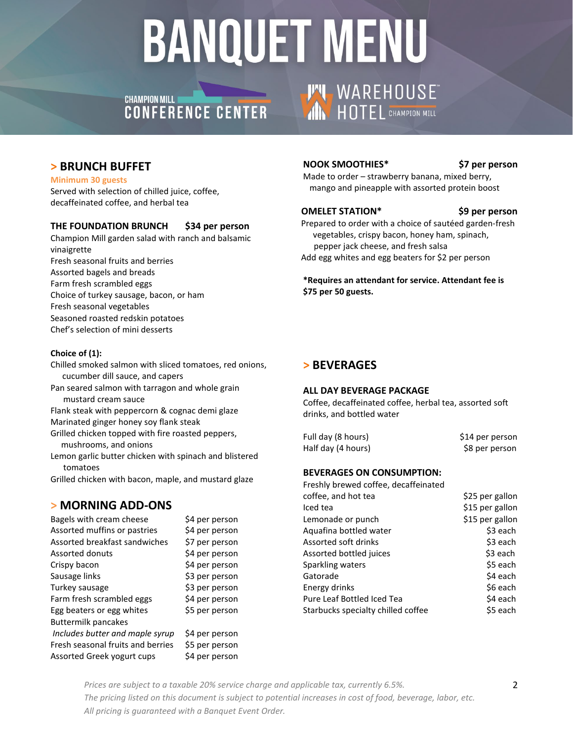# BANQUET MENU

CHAMPION MILL CONFERENCE CENTER

WAREHOUSE HOTEL CHAMPION MILL

## > BRUNCH BUFFET

**Minimum 30 guests**

Served with selection of chilled juice, coffee, decaffeinated coffee, and herbal tea

### THE FOUNDATION BRUNCH — $34 per person

Champion Mill garden salad with ranch and balsamic vinaigrette
Fresh seasonal fruits and berries
Assorted bagels and breads
Farm fresh scrambled eggs
Choice of turkey sausage, bacon, or ham
Fresh seasonal vegetables
Seasoned roasted redskin potatoes
Chef's selection of mini desserts

**Choice of (1):**

Chilled smoked salmon with sliced tomatoes, red onions, cucumber dill sauce, and capers
Pan seared salmon with tarragon and whole grain mustard cream sauce
Flank steak with peppercorn & cognac demi glaze
Marinated ginger honey soy flank steak
Grilled chicken topped with fire roasted peppers, mushrooms, and onions
Lemon garlic butter chicken with spinach and blistered tomatoes
Grilled chicken with bacon, maple, and mustard glaze

## > MORNING ADD-ONS

| Item | Price |
|---|---|
| Bagels with cream cheese | $4 per person |
| Assorted muffins or pastries | $4 per person |
| Assorted breakfast sandwiches | $7 per person |
| Assorted donuts | $4 per person |
| Crispy bacon | $4 per person |
| Sausage links | $3 per person |
| Turkey sausage | $3 per person |
| Farm fresh scrambled eggs | $4 per person |
| Egg beaters or egg whites | $5 per person |
| Buttermilk pancakes *Includes butter and maple syrup* | $4 per person |
| Fresh seasonal fruits and berries | $5 per person |
| Assorted Greek yogurt cups | $4 per person |

### NOOK SMOOTHIES* — $7 per person

Made to order – strawberry banana, mixed berry, mango and pineapple with assorted protein boost

### OMELET STATION* — $9 per person

Prepared to order with a choice of sautéed garden-fresh vegetables, crispy bacon, honey ham, spinach, pepper jack cheese, and fresh salsa
Add egg whites and egg beaters for $2 per person

**\*Requires an attendant for service. Attendant fee is $75 per 50 guests.**

## > BEVERAGES

### ALL DAY BEVERAGE PACKAGE

Coffee, decaffeinated coffee, herbal tea, assorted soft drinks, and bottled water

| Package | Price |
|---|---|
| Full day (8 hours) | $14 per person |
| Half day (4 hours) | $8 per person |

### BEVERAGES ON CONSUMPTION:

| Item | Price |
|---|---|
| Freshly brewed coffee, decaffeinated coffee, and hot tea | $25 per gallon |
| Iced tea | $15 per gallon |
| Lemonade or punch | $15 per gallon |
| Aquafina bottled water | $3 each |
| Assorted soft drinks | $3 each |
| Assorted bottled juices | $3 each |
| Sparkling waters | $5 each |
| Gatorade | $4 each |
| Energy drinks | $6 each |
| Pure Leaf Bottled Iced Tea | $4 each |
| Starbucks specialty chilled coffee | $5 each |

*Prices are subject to a taxable 20% service charge and applicable tax, currently 6.5%.*
*The pricing listed on this document is subject to potential increases in cost of food, beverage, labor, etc.*
*All pricing is guaranteed with a Banquet Event Order.*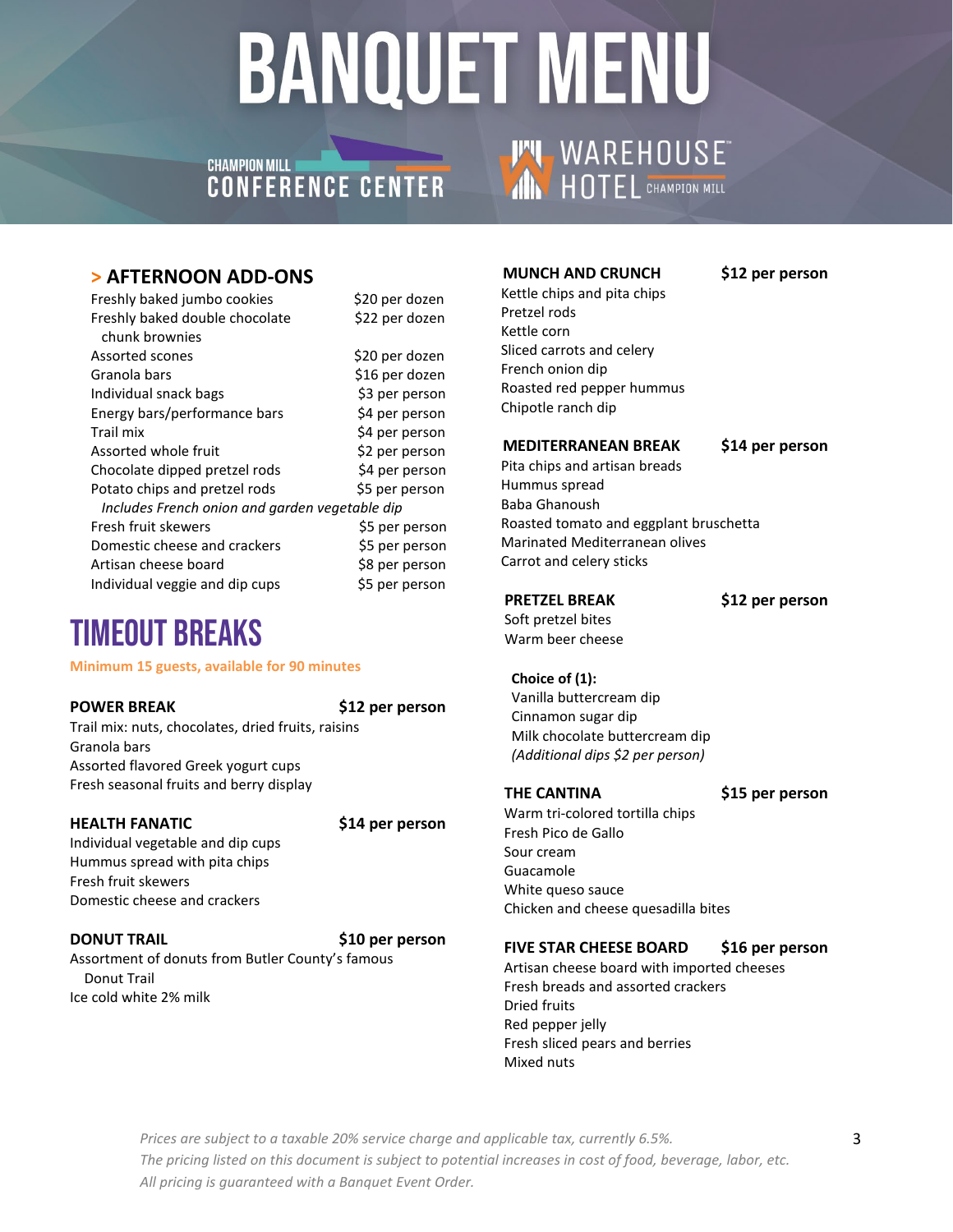# BANQUET MENU

CHAMPION MILL CONFERENCE CENTER

WAREHOUSE HOTEL CHAMPION MILL

## > AFTERNOON ADD-ONS

| Item | Price |
|---|---|
| Freshly baked jumbo cookies | $20 per dozen |
| Freshly baked double chocolate chunk brownies | $22 per dozen |
| Assorted scones | $20 per dozen |
| Granola bars | $16 per dozen |
| Individual snack bags | $3 per person |
| Energy bars/performance bars | $4 per person |
| Trail mix | $4 per person |
| Assorted whole fruit | $2 per person |
| Chocolate dipped pretzel rods | $4 per person |
| Potato chips and pretzel rods *Includes French onion and garden vegetable dip* | $5 per person |
| Fresh fruit skewers | $5 per person |
| Domestic cheese and crackers | $5 per person |
| Artisan cheese board | $8 per person |
| Individual veggie and dip cups | $5 per person |

## TIMEOUT BREAKS

**Minimum 15 guests, available for 90 minutes**

**POWER BREAK** **$12 per person**

Trail mix: nuts, chocolates, dried fruits, raisins
Granola bars
Assorted flavored Greek yogurt cups
Fresh seasonal fruits and berry display

**HEALTH FANATIC** **$14 per person**

Individual vegetable and dip cups
Hummus spread with pita chips
Fresh fruit skewers
Domestic cheese and crackers

**DONUT TRAIL** **$10 per person**

Assortment of donuts from Butler County's famous Donut Trail
Ice cold white 2% milk

**MUNCH AND CRUNCH** **$12 per person**

Kettle chips and pita chips
Pretzel rods
Kettle corn
Sliced carrots and celery
French onion dip
Roasted red pepper hummus
Chipotle ranch dip

**MEDITERRANEAN BREAK** **$14 per person**

Pita chips and artisan breads
Hummus spread
Baba Ghanoush
Roasted tomato and eggplant bruschetta
Marinated Mediterranean olives
Carrot and celery sticks

**PRETZEL BREAK** **$12 per person**

Soft pretzel bites
Warm beer cheese

**Choice of (1):**
Vanilla buttercream dip
Cinnamon sugar dip
Milk chocolate buttercream dip
*(Additional dips $2 per person)*

**THE CANTINA** **$15 per person**

Warm tri-colored tortilla chips
Fresh Pico de Gallo
Sour cream
Guacamole
White queso sauce
Chicken and cheese quesadilla bites

**FIVE STAR CHEESE BOARD** **$16 per person**

Artisan cheese board with imported cheeses
Fresh breads and assorted crackers
Dried fruits
Red pepper jelly
Fresh sliced pears and berries
Mixed nuts

*Prices are subject to a taxable 20% service charge and applicable tax, currently 6.5%.*
*The pricing listed on this document is subject to potential increases in cost of food, beverage, labor, etc.*
*All pricing is guaranteed with a Banquet Event Order.*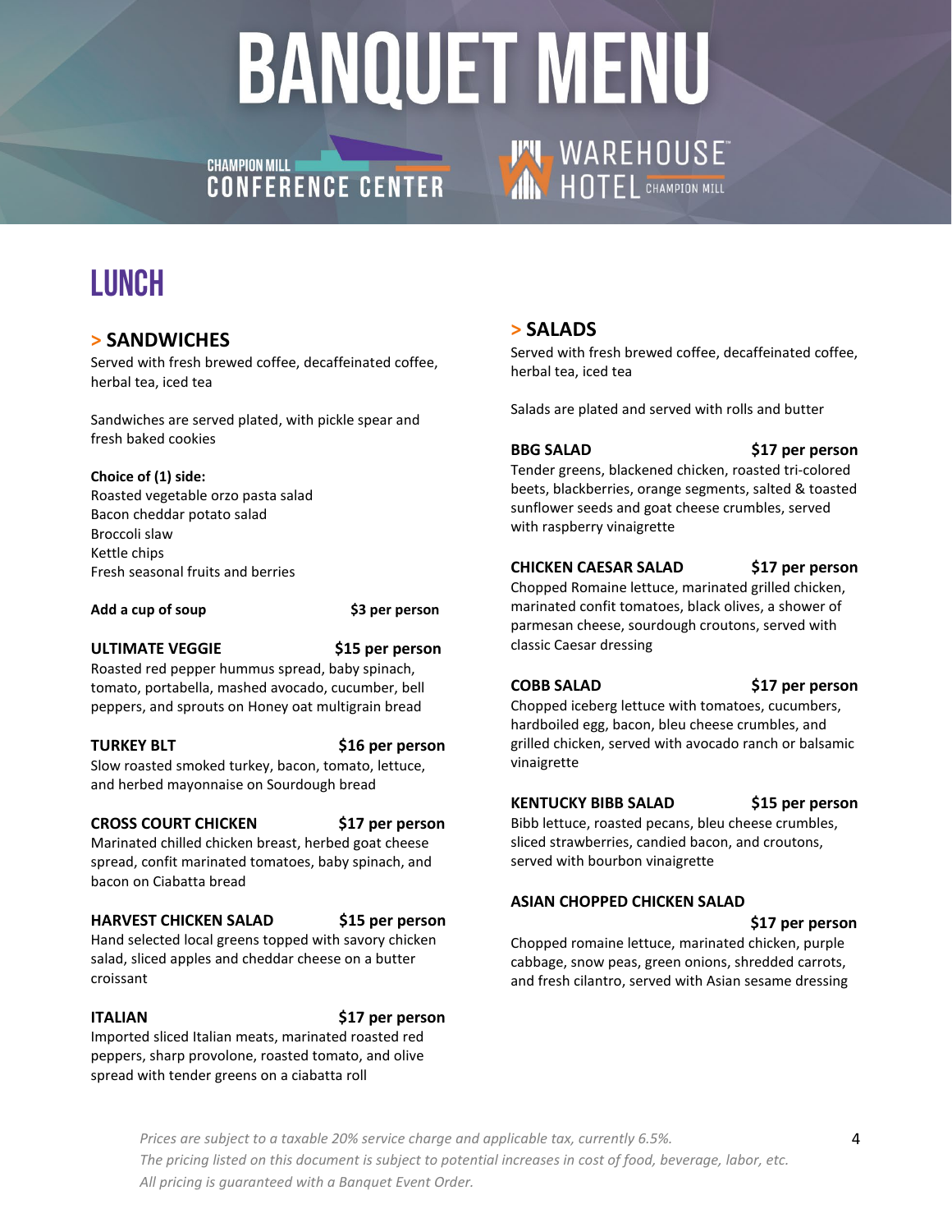# BANQUET MENU

CHAMPION MILL CONFERENCE CENTER

WAREHOUSE HOTEL CHAMPION MILL

## LUNCH

### > SANDWICHES

Served with fresh brewed coffee, decaffeinated coffee, herbal tea, iced tea

Sandwiches are served plated, with pickle spear and fresh baked cookies

**Choice of (1) side:**
Roasted vegetable orzo pasta salad
Bacon cheddar potato salad
Broccoli slaw
Kettle chips
Fresh seasonal fruits and berries

**Add a cup of soup** **$3 per person**

**ULTIMATE VEGGIE** **$15 per person**
Roasted red pepper hummus spread, baby spinach, tomato, portabella, mashed avocado, cucumber, bell peppers, and sprouts on Honey oat multigrain bread

**TURKEY BLT** **$16 per person**
Slow roasted smoked turkey, bacon, tomato, lettuce, and herbed mayonnaise on Sourdough bread

**CROSS COURT CHICKEN** **$17 per person**
Marinated chilled chicken breast, herbed goat cheese spread, confit marinated tomatoes, baby spinach, and bacon on Ciabatta bread

**HARVEST CHICKEN SALAD** **$15 per person**
Hand selected local greens topped with savory chicken salad, sliced apples and cheddar cheese on a butter croissant

**ITALIAN** **$17 per person**
Imported sliced Italian meats, marinated roasted red peppers, sharp provolone, roasted tomato, and olive spread with tender greens on a ciabatta roll

### > SALADS

Served with fresh brewed coffee, decaffeinated coffee, herbal tea, iced tea

Salads are plated and served with rolls and butter

**BBG SALAD** **$17 per person**
Tender greens, blackened chicken, roasted tri-colored beets, blackberries, orange segments, salted & toasted sunflower seeds and goat cheese crumbles, served with raspberry vinaigrette

**CHICKEN CAESAR SALAD** **$17 per person**
Chopped Romaine lettuce, marinated grilled chicken, marinated confit tomatoes, black olives, a shower of parmesan cheese, sourdough croutons, served with classic Caesar dressing

**COBB SALAD** **$17 per person**
Chopped iceberg lettuce with tomatoes, cucumbers, hardboiled egg, bacon, bleu cheese crumbles, and grilled chicken, served with avocado ranch or balsamic vinaigrette

**KENTUCKY BIBB SALAD** **$15 per person**
Bibb lettuce, roasted pecans, bleu cheese crumbles, sliced strawberries, candied bacon, and croutons, served with bourbon vinaigrette

**ASIAN CHOPPED CHICKEN SALAD** **$17 per person**
Chopped romaine lettuce, marinated chicken, purple cabbage, snow peas, green onions, shredded carrots, and fresh cilantro, served with Asian sesame dressing

*Prices are subject to a taxable 20% service charge and applicable tax, currently 6.5%.*
*The pricing listed on this document is subject to potential increases in cost of food, beverage, labor, etc.*
*All pricing is guaranteed with a Banquet Event Order.*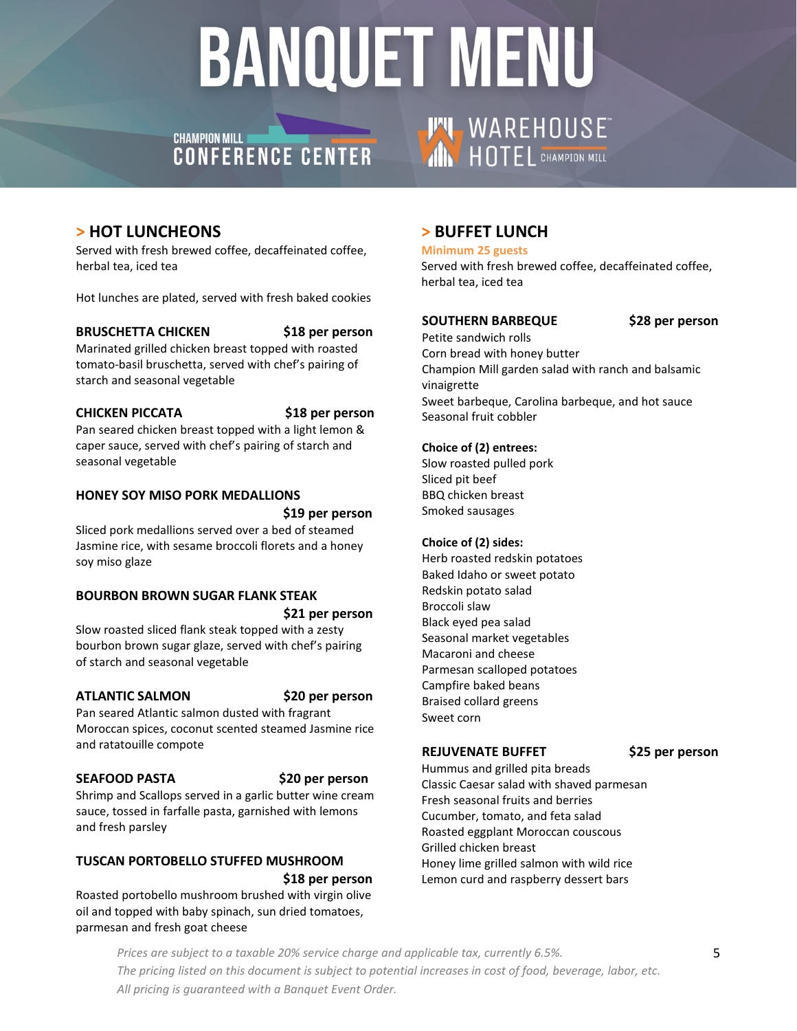# BANQUET MENU

CHAMPION MILL CONFERENCE CENTER

WAREHOUSE HOTEL CHAMPION MILL

## > HOT LUNCHEONS

Served with fresh brewed coffee, decaffeinated coffee, herbal tea, iced tea

Hot lunches are plated, served with fresh baked cookies

**BRUSCHETTA CHICKEN** **$18 per person**
Marinated grilled chicken breast topped with roasted tomato-basil bruschetta, served with chef's pairing of starch and seasonal vegetable

**CHICKEN PICCATA** **$18 per person**
Pan seared chicken breast topped with a light lemon & caper sauce, served with chef's pairing of starch and seasonal vegetable

**HONEY SOY MISO PORK MEDALLIONS** **$19 per person**
Sliced pork medallions served over a bed of steamed Jasmine rice, with sesame broccoli florets and a honey soy miso glaze

**BOURBON BROWN SUGAR FLANK STEAK** **$21 per person**
Slow roasted sliced flank steak topped with a zesty bourbon brown sugar glaze, served with chef's pairing of starch and seasonal vegetable

**ATLANTIC SALMON** **$20 per person**
Pan seared Atlantic salmon dusted with fragrant Moroccan spices, coconut scented steamed Jasmine rice and ratatouille compote

**SEAFOOD PASTA** **$20 per person**
Shrimp and Scallops served in a garlic butter wine cream sauce, tossed in farfalle pasta, garnished with lemons and fresh parsley

**TUSCAN PORTOBELLO STUFFED MUSHROOM** **$18 per person**
Roasted portobello mushroom brushed with virgin olive oil and topped with baby spinach, sun dried tomatoes, parmesan and fresh goat cheese

## > BUFFET LUNCH

**Minimum 25 guests**

Served with fresh brewed coffee, decaffeinated coffee, herbal tea, iced tea

**SOUTHERN BARBEQUE** **$28 per person**
Petite sandwich rolls
Corn bread with honey butter
Champion Mill garden salad with ranch and balsamic vinaigrette
Sweet barbeque, Carolina barbeque, and hot sauce
Seasonal fruit cobbler

**Choice of (2) entrees:**
Slow roasted pulled pork
Sliced pit beef
BBQ chicken breast
Smoked sausages

**Choice of (2) sides:**
Herb roasted redskin potatoes
Baked Idaho or sweet potato
Redskin potato salad
Broccoli slaw
Black eyed pea salad
Seasonal market vegetables
Macaroni and cheese
Parmesan scalloped potatoes
Campfire baked beans
Braised collard greens
Sweet corn

**REJUVENATE BUFFET** **$25 per person**
Hummus and grilled pita breads
Classic Caesar salad with shaved parmesan
Fresh seasonal fruits and berries
Cucumber, tomato, and feta salad
Roasted eggplant Moroccan couscous
Grilled chicken breast
Honey lime grilled salmon with wild rice
Lemon curd and raspberry dessert bars

*Prices are subject to a taxable 20% service charge and applicable tax, currently 6.5%.*
*The pricing listed on this document is subject to potential increases in cost of food, beverage, labor, etc.*
*All pricing is guaranteed with a Banquet Event Order.*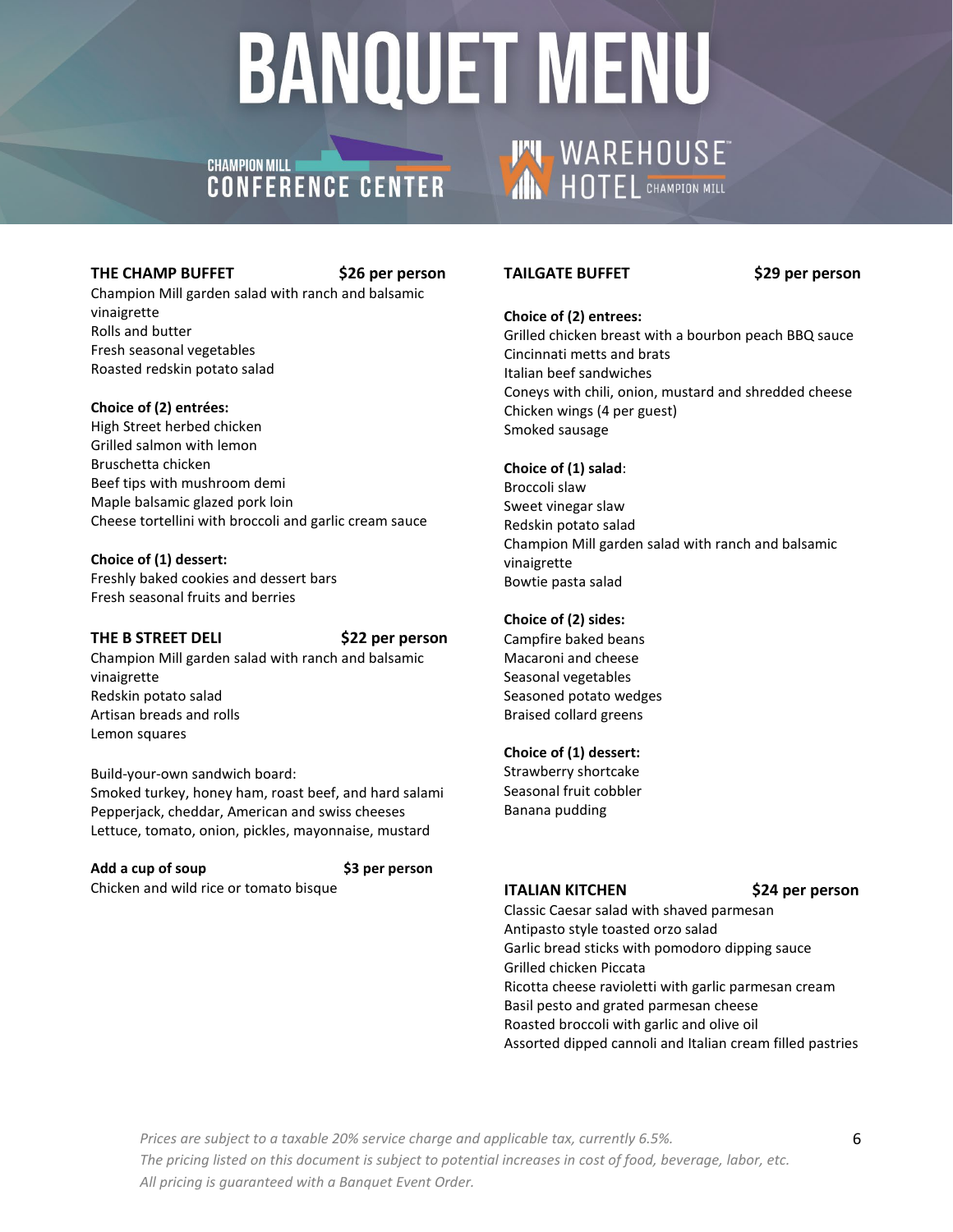# BANQUET MENU

CHAMPION MILL CONFERENCE CENTER

WAREHOUSE HOTEL CHAMPION MILL

**THE CHAMP BUFFET** **$26 per person**

Champion Mill garden salad with ranch and balsamic vinaigrette
Rolls and butter
Fresh seasonal vegetables
Roasted redskin potato salad

**Choice of (2) entrées:**
High Street herbed chicken
Grilled salmon with lemon
Bruschetta chicken
Beef tips with mushroom demi
Maple balsamic glazed pork loin
Cheese tortellini with broccoli and garlic cream sauce

**Choice of (1) dessert:**
Freshly baked cookies and dessert bars
Fresh seasonal fruits and berries

**THE B STREET DELI** **$22 per person**

Champion Mill garden salad with ranch and balsamic vinaigrette
Redskin potato salad
Artisan breads and rolls
Lemon squares

Build-your-own sandwich board:
Smoked turkey, honey ham, roast beef, and hard salami
Pepperjack, cheddar, American and swiss cheeses
Lettuce, tomato, onion, pickles, mayonnaise, mustard

**Add a cup of soup** **$3 per person**
Chicken and wild rice or tomato bisque

**TAILGATE BUFFET** **$29 per person**

**Choice of (2) entrees:**
Grilled chicken breast with a bourbon peach BBQ sauce
Cincinnati metts and brats
Italian beef sandwiches
Coneys with chili, onion, mustard and shredded cheese
Chicken wings (4 per guest)
Smoked sausage

**Choice of (1) salad**:
Broccoli slaw
Sweet vinegar slaw
Redskin potato salad
Champion Mill garden salad with ranch and balsamic vinaigrette
Bowtie pasta salad

**Choice of (2) sides:**
Campfire baked beans
Macaroni and cheese
Seasonal vegetables
Seasoned potato wedges
Braised collard greens

**Choice of (1) dessert:**
Strawberry shortcake
Seasonal fruit cobbler
Banana pudding

**ITALIAN KITCHEN** **$24 per person**

Classic Caesar salad with shaved parmesan
Antipasto style toasted orzo salad
Garlic bread sticks with pomodoro dipping sauce
Grilled chicken Piccata
Ricotta cheese ravioletti with garlic parmesan cream
Basil pesto and grated parmesan cheese
Roasted broccoli with garlic and olive oil
Assorted dipped cannoli and Italian cream filled pastries

*Prices are subject to a taxable 20% service charge and applicable tax, currently 6.5%.*
*The pricing listed on this document is subject to potential increases in cost of food, beverage, labor, etc.*
*All pricing is guaranteed with a Banquet Event Order.*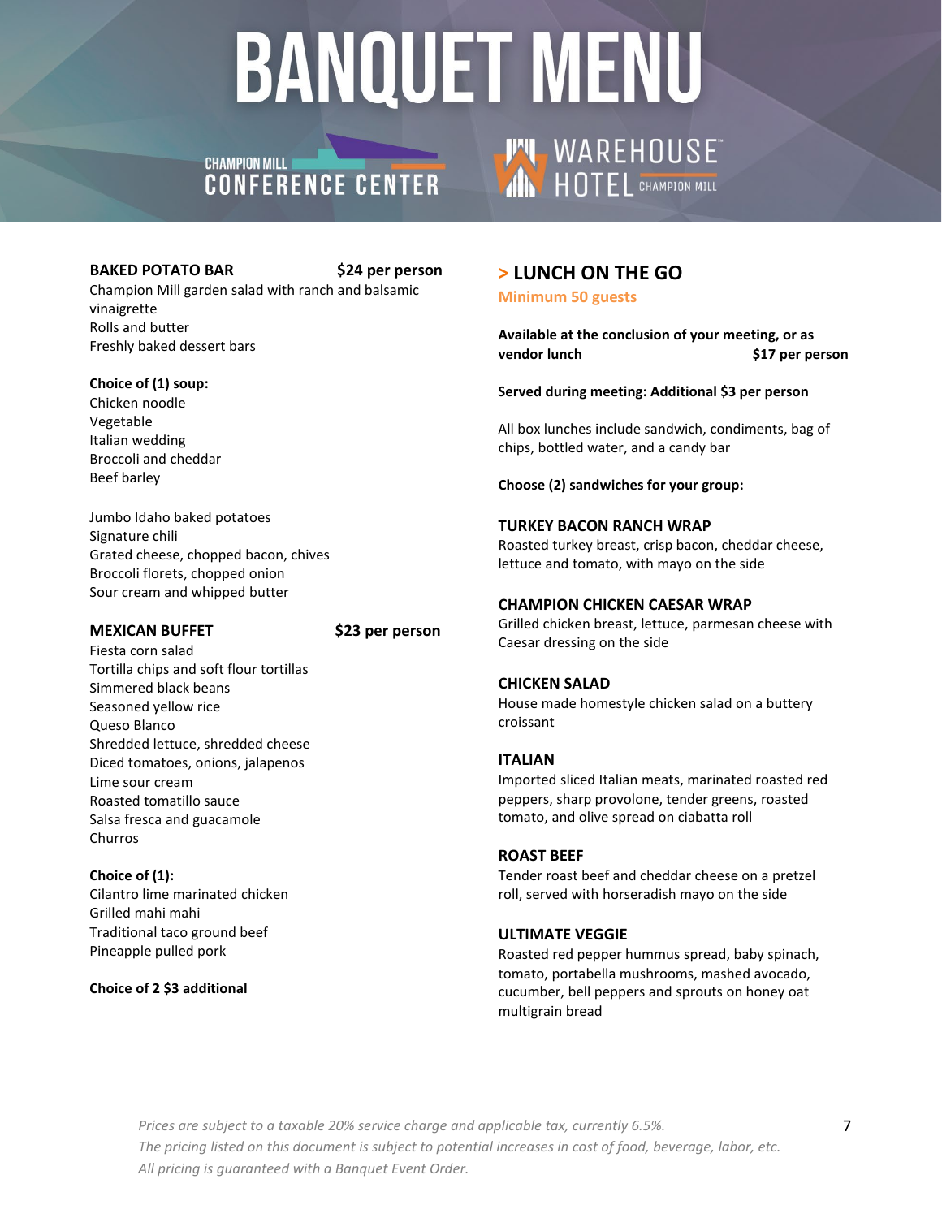# BANQUET MENU

CHAMPION MILL CONFERENCE CENTER

WAREHOUSE HOTEL CHAMPION MILL

**BAKED POTATO BAR** **$24 per person**

Champion Mill garden salad with ranch and balsamic vinaigrette
Rolls and butter
Freshly baked dessert bars

**Choice of (1) soup:**
Chicken noodle
Vegetable
Italian wedding
Broccoli and cheddar
Beef barley

Jumbo Idaho baked potatoes
Signature chili
Grated cheese, chopped bacon, chives
Broccoli florets, chopped onion
Sour cream and whipped butter

**MEXICAN BUFFET** **$23 per person**

Fiesta corn salad
Tortilla chips and soft flour tortillas
Simmered black beans
Seasoned yellow rice
Queso Blanco
Shredded lettuce, shredded cheese
Diced tomatoes, onions, jalapenos
Lime sour cream
Roasted tomatillo sauce
Salsa fresca and guacamole
Churros

**Choice of (1):**
Cilantro lime marinated chicken
Grilled mahi mahi
Traditional taco ground beef
Pineapple pulled pork

**Choice of 2 $3 additional**

## > LUNCH ON THE GO

**Minimum 50 guests**

**Available at the conclusion of your meeting, or as vendor lunch** **$17 per person**

**Served during meeting: Additional $3 per person**

All box lunches include sandwich, condiments, bag of chips, bottled water, and a candy bar

**Choose (2) sandwiches for your group:**

**TURKEY BACON RANCH WRAP**
Roasted turkey breast, crisp bacon, cheddar cheese, lettuce and tomato, with mayo on the side

**CHAMPION CHICKEN CAESAR WRAP**
Grilled chicken breast, lettuce, parmesan cheese with Caesar dressing on the side

**CHICKEN SALAD**
House made homestyle chicken salad on a buttery croissant

**ITALIAN**
Imported sliced Italian meats, marinated roasted red peppers, sharp provolone, tender greens, roasted tomato, and olive spread on ciabatta roll

**ROAST BEEF**
Tender roast beef and cheddar cheese on a pretzel roll, served with horseradish mayo on the side

**ULTIMATE VEGGIE**
Roasted red pepper hummus spread, baby spinach, tomato, portabella mushrooms, mashed avocado, cucumber, bell peppers and sprouts on honey oat multigrain bread

*Prices are subject to a taxable 20% service charge and applicable tax, currently 6.5%.*
*The pricing listed on this document is subject to potential increases in cost of food, beverage, labor, etc.*
*All pricing is guaranteed with a Banquet Event Order.*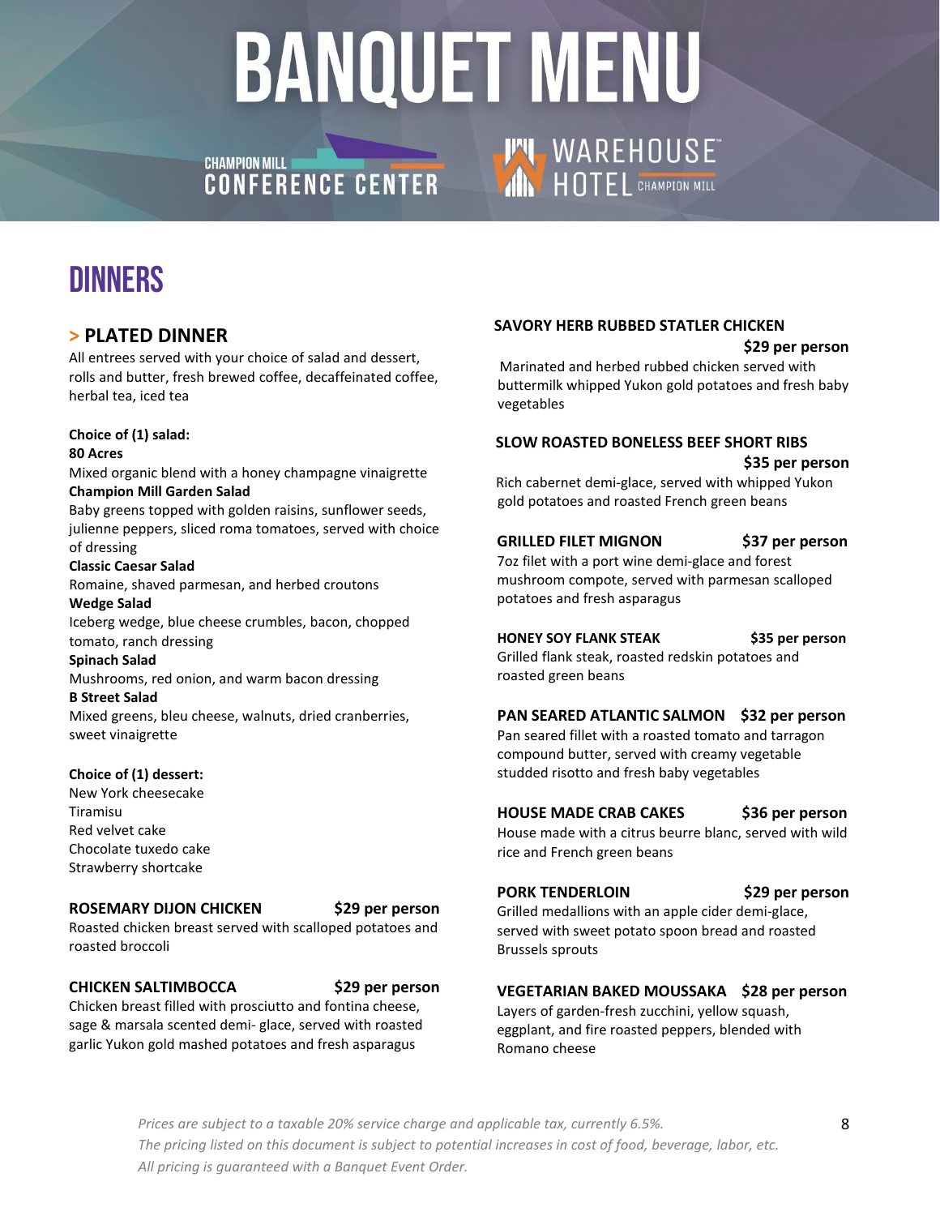# BANQUET MENU

CHAMPION MILL CONFERENCE CENTER

WAREHOUSE HOTEL CHAMPION MILL

## DINNERS

### > PLATED DINNER

All entrees served with your choice of salad and dessert, rolls and butter, fresh brewed coffee, decaffeinated coffee, herbal tea, iced tea

**Choice of (1) salad:**

**80 Acres**
Mixed organic blend with a honey champagne vinaigrette

**Champion Mill Garden Salad**
Baby greens topped with golden raisins, sunflower seeds, julienne peppers, sliced roma tomatoes, served with choice of dressing

**Classic Caesar Salad**
Romaine, shaved parmesan, and herbed croutons

**Wedge Salad**
Iceberg wedge, blue cheese crumbles, bacon, chopped tomato, ranch dressing

**Spinach Salad**
Mushrooms, red onion, and warm bacon dressing

**B Street Salad**
Mixed greens, bleu cheese, walnuts, dried cranberries, sweet vinaigrette

**Choice of (1) dessert:**

New York cheesecake
Tiramisu
Red velvet cake
Chocolate tuxedo cake
Strawberry shortcake

**ROSEMARY DIJON CHICKEN** **$29 per person**
Roasted chicken breast served with scalloped potatoes and roasted broccoli

**CHICKEN SALTIMBOCCA** **$29 per person**
Chicken breast filled with prosciutto and fontina cheese, sage & marsala scented demi- glace, served with roasted garlic Yukon gold mashed potatoes and fresh asparagus

**SAVORY HERB RUBBED STATLER CHICKEN** **$29 per person**
Marinated and herbed rubbed chicken served with buttermilk whipped Yukon gold potatoes and fresh baby vegetables

**SLOW ROASTED BONELESS BEEF SHORT RIBS** **$35 per person**
Rich cabernet demi-glace, served with whipped Yukon gold potatoes and roasted French green beans

**GRILLED FILET MIGNON** **$37 per person**
7oz filet with a port wine demi-glace and forest mushroom compote, served with parmesan scalloped potatoes and fresh asparagus

**HONEY SOY FLANK STEAK** **$35 per person**
Grilled flank steak, roasted redskin potatoes and roasted green beans

**PAN SEARED ATLANTIC SALMON** **$32 per person**
Pan seared fillet with a roasted tomato and tarragon compound butter, served with creamy vegetable studded risotto and fresh baby vegetables

**HOUSE MADE CRAB CAKES** **$36 per person**
House made with a citrus beurre blanc, served with wild rice and French green beans

**PORK TENDERLOIN** **$29 per person**
Grilled medallions with an apple cider demi-glace, served with sweet potato spoon bread and roasted Brussels sprouts

**VEGETARIAN BAKED MOUSSAKA** **$28 per person**
Layers of garden-fresh zucchini, yellow squash, eggplant, and fire roasted peppers, blended with Romano cheese

*Prices are subject to a taxable 20% service charge and applicable tax, currently 6.5%.*
*The pricing listed on this document is subject to potential increases in cost of food, beverage, labor, etc.*
*All pricing is guaranteed with a Banquet Event Order.*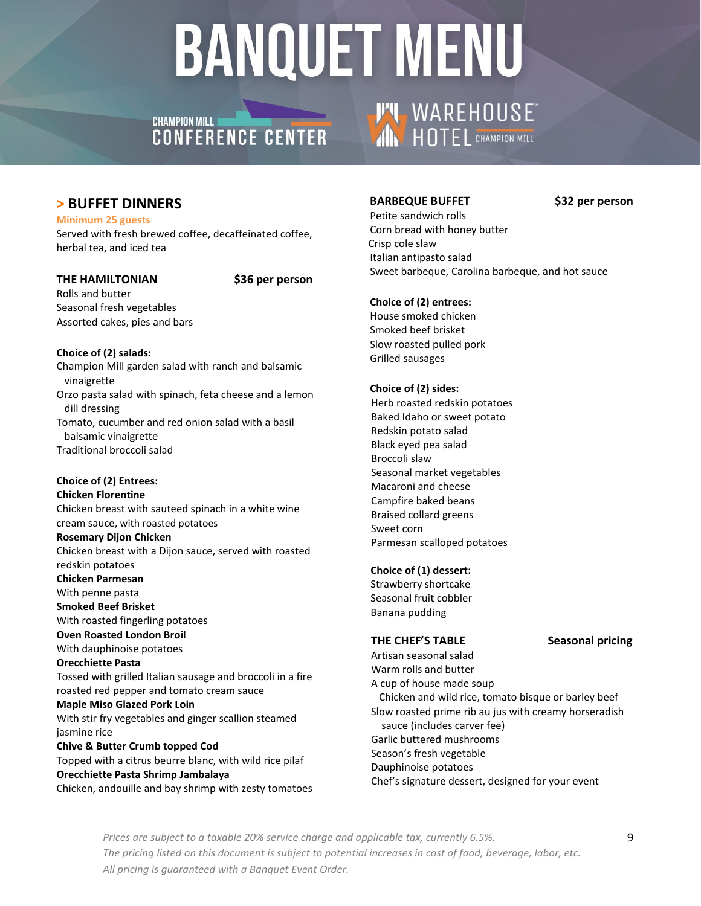# BANQUET MENU

CHAMPION MILL CONFERENCE CENTER

WAREHOUSE HOTEL CHAMPION MILL

## > BUFFET DINNERS

**Minimum 25 guests**

Served with fresh brewed coffee, decaffeinated coffee, herbal tea, and iced tea

### THE HAMILTONIAN — $36 per person

Rolls and butter
Seasonal fresh vegetables
Assorted cakes, pies and bars

**Choice of (2) salads:**

Champion Mill garden salad with ranch and balsamic vinaigrette
Orzo pasta salad with spinach, feta cheese and a lemon dill dressing
Tomato, cucumber and red onion salad with a basil balsamic vinaigrette
Traditional broccoli salad

**Choice of (2) Entrees:**

**Chicken Florentine**
Chicken breast with sauteed spinach in a white wine cream sauce, with roasted potatoes

**Rosemary Dijon Chicken**
Chicken breast with a Dijon sauce, served with roasted redskin potatoes

**Chicken Parmesan**
With penne pasta

**Smoked Beef Brisket**
With roasted fingerling potatoes

**Oven Roasted London Broil**
With dauphinoise potatoes

**Orecchiette Pasta**
Tossed with grilled Italian sausage and broccoli in a fire roasted red pepper and tomato cream sauce

**Maple Miso Glazed Pork Loin**
With stir fry vegetables and ginger scallion steamed jasmine rice

**Chive & Butter Crumb topped Cod**
Topped with a citrus beurre blanc, with wild rice pilaf

**Orecchiette Pasta Shrimp Jambalaya**
Chicken, andouille and bay shrimp with zesty tomatoes

### BARBEQUE BUFFET — $32 per person

Petite sandwich rolls
Corn bread with honey butter
Crisp cole slaw
Italian antipasto salad
Sweet barbeque, Carolina barbeque, and hot sauce

**Choice of (2) entrees:**

House smoked chicken
Smoked beef brisket
Slow roasted pulled pork
Grilled sausages

**Choice of (2) sides:**

Herb roasted redskin potatoes
Baked Idaho or sweet potato
Redskin potato salad
Black eyed pea salad
Broccoli slaw
Seasonal market vegetables
Macaroni and cheese
Campfire baked beans
Braised collard greens
Sweet corn
Parmesan scalloped potatoes

**Choice of (1) dessert:**

Strawberry shortcake
Seasonal fruit cobbler
Banana pudding

### THE CHEF'S TABLE — Seasonal pricing

Artisan seasonal salad
Warm rolls and butter
A cup of house made soup
  Chicken and wild rice, tomato bisque or barley beef
Slow roasted prime rib au jus with creamy horseradish sauce (includes carver fee)
Garlic buttered mushrooms
Season's fresh vegetable
Dauphinoise potatoes
Chef's signature dessert, designed for your event

*Prices are subject to a taxable 20% service charge and applicable tax, currently 6.5%.*
*The pricing listed on this document is subject to potential increases in cost of food, beverage, labor, etc.*
*All pricing is guaranteed with a Banquet Event Order.*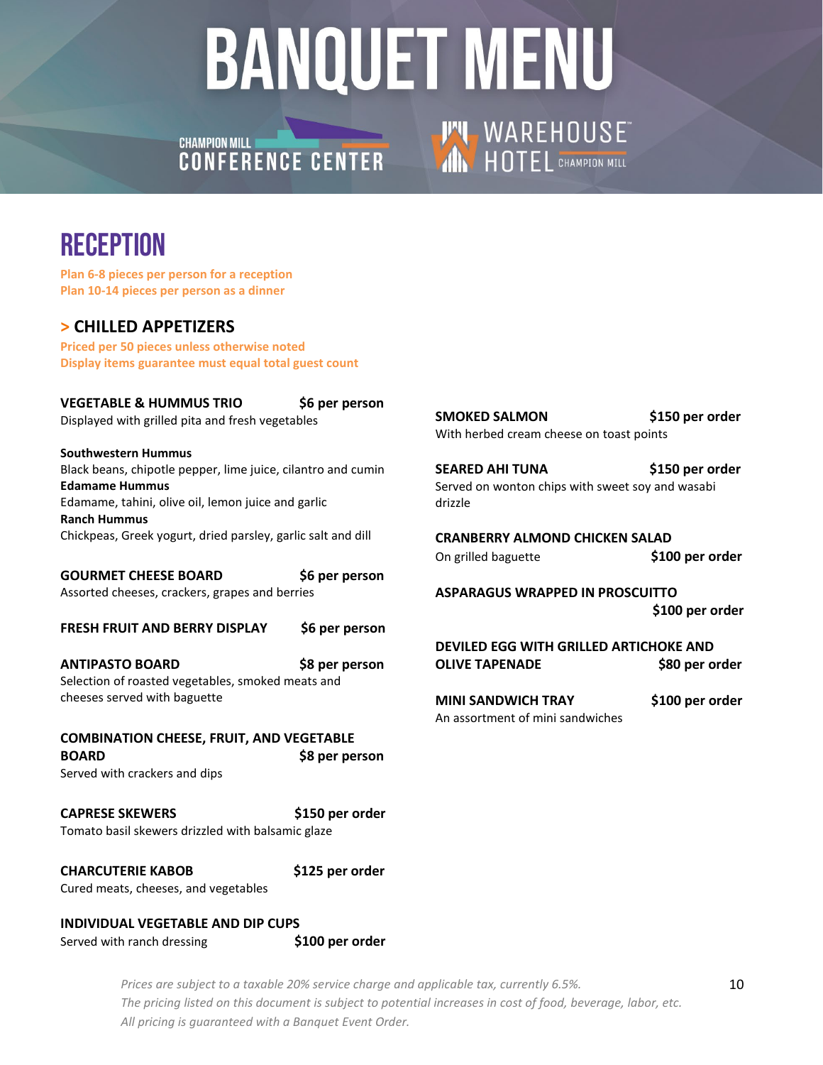# BANQUET MENU

CHAMPION MILL CONFERENCE CENTER | WAREHOUSE HOTEL CHAMPION MILL

## RECEPTION

**Plan 6-8 pieces per person for a reception**
**Plan 10-14 pieces per person as a dinner**

### > CHILLED APPETIZERS

**Priced per 50 pieces unless otherwise noted**
**Display items guarantee must equal total guest count**

**VEGETABLE & HUMMUS TRIO** — **$6 per person**
Displayed with grilled pita and fresh vegetables

**Southwestern Hummus**
Black beans, chipotle pepper, lime juice, cilantro and cumin
**Edamame Hummus**
Edamame, tahini, olive oil, lemon juice and garlic
**Ranch Hummus**
Chickpeas, Greek yogurt, dried parsley, garlic salt and dill

**GOURMET CHEESE BOARD** — **$6 per person**
Assorted cheeses, crackers, grapes and berries

**FRESH FRUIT AND BERRY DISPLAY** — **$6 per person**

**ANTIPASTO BOARD** — **$8 per person**
Selection of roasted vegetables, smoked meats and cheeses served with baguette

**COMBINATION CHEESE, FRUIT, AND VEGETABLE BOARD** — **$8 per person**
Served with crackers and dips

**CAPRESE SKEWERS** — **$150 per order**
Tomato basil skewers drizzled with balsamic glaze

**CHARCUTERIE KABOB** — **$125 per order**
Cured meats, cheeses, and vegetables

**INDIVIDUAL VEGETABLE AND DIP CUPS** — **$100 per order**
Served with ranch dressing

**SMOKED SALMON** — **$150 per order**
With herbed cream cheese on toast points

**SEARED AHI TUNA** — **$150 per order**
Served on wonton chips with sweet soy and wasabi drizzle

**CRANBERRY ALMOND CHICKEN SALAD** — **$100 per order**
On grilled baguette

**ASPARAGUS WRAPPED IN PROSCUITTO** — **$100 per order**

**DEVILED EGG WITH GRILLED ARTICHOKE AND OLIVE TAPENADE** — **$80 per order**

**MINI SANDWICH TRAY** — **$100 per order**
An assortment of mini sandwiches

*Prices are subject to a taxable 20% service charge and applicable tax, currently 6.5%.*
*The pricing listed on this document is subject to potential increases in cost of food, beverage, labor, etc.*
*All pricing is guaranteed with a Banquet Event Order.*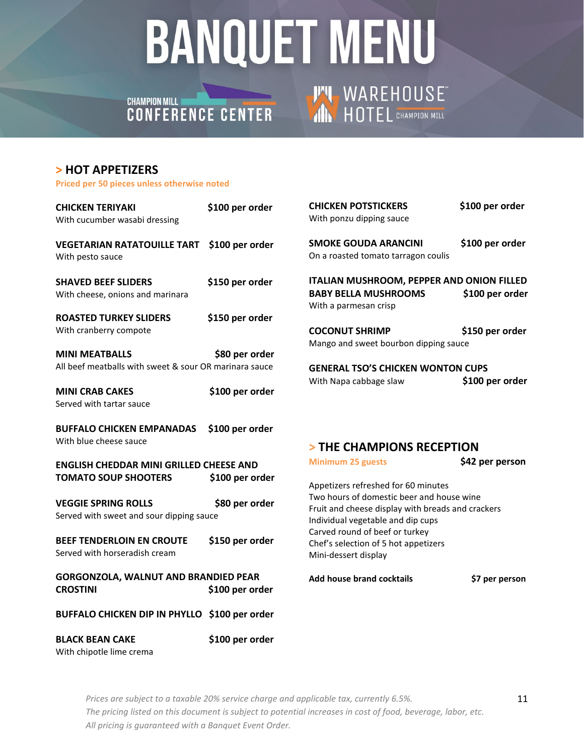# BANQUET MENU

CHAMPION MILL CONFERENCE CENTER

WAREHOUSE HOTEL CHAMPION MILL

## > HOT APPETIZERS

Priced per 50 pieces unless otherwise noted

**CHICKEN TERIYAKI** **$100 per order**
With cucumber wasabi dressing

**VEGETARIAN RATATOUILLE TART** **$100 per order**
With pesto sauce

**SHAVED BEEF SLIDERS** **$150 per order**
With cheese, onions and marinara

**ROASTED TURKEY SLIDERS** **$150 per order**
With cranberry compote

**MINI MEATBALLS** **$80 per order**
All beef meatballs with sweet & sour OR marinara sauce

**MINI CRAB CAKES** **$100 per order**
Served with tartar sauce

**BUFFALO CHICKEN EMPANADAS** **$100 per order**
With blue cheese sauce

**ENGLISH CHEDDAR MINI GRILLED CHEESE AND TOMATO SOUP SHOOTERS** **$100 per order**

**VEGGIE SPRING ROLLS** **$80 per order**
Served with sweet and sour dipping sauce

**BEEF TENDERLOIN EN CROUTE** **$150 per order**
Served with horseradish cream

**GORGONZOLA, WALNUT AND BRANDIED PEAR CROSTINI** **$100 per order**

**BUFFALO CHICKEN DIP IN PHYLLO** **$100 per order**

**BLACK BEAN CAKE** **$100 per order**
With chipotle lime crema

**CHICKEN POTSTICKERS** **$100 per order**
With ponzu dipping sauce

**SMOKE GOUDA ARANCINI** **$100 per order**
On a roasted tomato tarragon coulis

**ITALIAN MUSHROOM, PEPPER AND ONION FILLED BABY BELLA MUSHROOMS** **$100 per order**
With a parmesan crisp

**COCONUT SHRIMP** **$150 per order**
Mango and sweet bourbon dipping sauce

**GENERAL TSO'S CHICKEN WONTON CUPS**
With Napa cabbage slaw **$100 per order**

## > THE CHAMPIONS RECEPTION

Minimum 25 guests **$42 per person**

Appetizers refreshed for 60 minutes
Two hours of domestic beer and house wine
Fruit and cheese display with breads and crackers
Individual vegetable and dip cups
Carved round of beef or turkey
Chef's selection of 5 hot appetizers
Mini-dessert display

**Add house brand cocktails** **$7 per person**

*Prices are subject to a taxable 20% service charge and applicable tax, currently 6.5%.*
*The pricing listed on this document is subject to potential increases in cost of food, beverage, labor, etc.*
*All pricing is guaranteed with a Banquet Event Order.*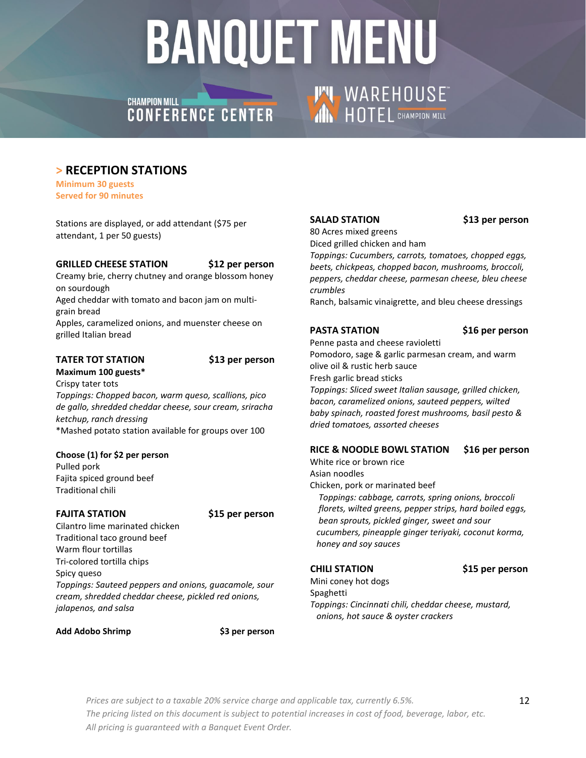# BANQUET MENU

CHAMPION MILL CONFERENCE CENTER

WAREHOUSE HOTEL CHAMPION MILL

## > RECEPTION STATIONS

**Minimum 30 guests**
**Served for 90 minutes**

Stations are displayed, or add attendant ($75 per attendant, 1 per 50 guests)

### GRILLED CHEESE STATION — $12 per person

Creamy brie, cherry chutney and orange blossom honey on sourdough
Aged cheddar with tomato and bacon jam on multi-grain bread
Apples, caramelized onions, and muenster cheese on grilled Italian bread

### TATER TOT STATION — $13 per person

**Maximum 100 guests***
Crispy tater tots
*Toppings: Chopped bacon, warm queso, scallions, pico de gallo, shredded cheddar cheese, sour cream, sriracha ketchup, ranch dressing*
*Mashed potato station available for groups over 100

**Choose (1) for $2 per person**
Pulled pork
Fajita spiced ground beef
Traditional chili

### FAJITA STATION — $15 per person

Cilantro lime marinated chicken
Traditional taco ground beef
Warm flour tortillas
Tri-colored tortilla chips
Spicy queso
*Toppings: Sauteed peppers and onions, guacamole, sour cream, shredded cheddar cheese, pickled red onions, jalapenos, and salsa*

**Add Adobo Shrimp — $3 per person**

### SALAD STATION — $13 per person

80 Acres mixed greens
Diced grilled chicken and ham
*Toppings: Cucumbers, carrots, tomatoes, chopped eggs, beets, chickpeas, chopped bacon, mushrooms, broccoli, peppers, cheddar cheese, parmesan cheese, bleu cheese crumbles*
Ranch, balsamic vinaigrette, and bleu cheese dressings

### PASTA STATION — $16 per person

Penne pasta and cheese ravioletti
Pomodoro, sage & garlic parmesan cream, and warm olive oil & rustic herb sauce
Fresh garlic bread sticks
*Toppings: Sliced sweet Italian sausage, grilled chicken, bacon, caramelized onions, sauteed peppers, wilted baby spinach, roasted forest mushrooms, basil pesto & dried tomatoes, assorted cheeses*

### RICE & NOODLE BOWL STATION — $16 per person

White rice or brown rice
Asian noodles
Chicken, pork or marinated beef
*Toppings: cabbage, carrots, spring onions, broccoli florets, wilted greens, pepper strips, hard boiled eggs, bean sprouts, pickled ginger, sweet and sour cucumbers, pineapple ginger teriyaki, coconut korma, honey and soy sauces*

### CHILI STATION — $15 per person

Mini coney hot dogs
Spaghetti
*Toppings: Cincinnati chili, cheddar cheese, mustard, onions, hot sauce & oyster crackers*

*Prices are subject to a taxable 20% service charge and applicable tax, currently 6.5%.*
*The pricing listed on this document is subject to potential increases in cost of food, beverage, labor, etc.*
*All pricing is guaranteed with a Banquet Event Order.*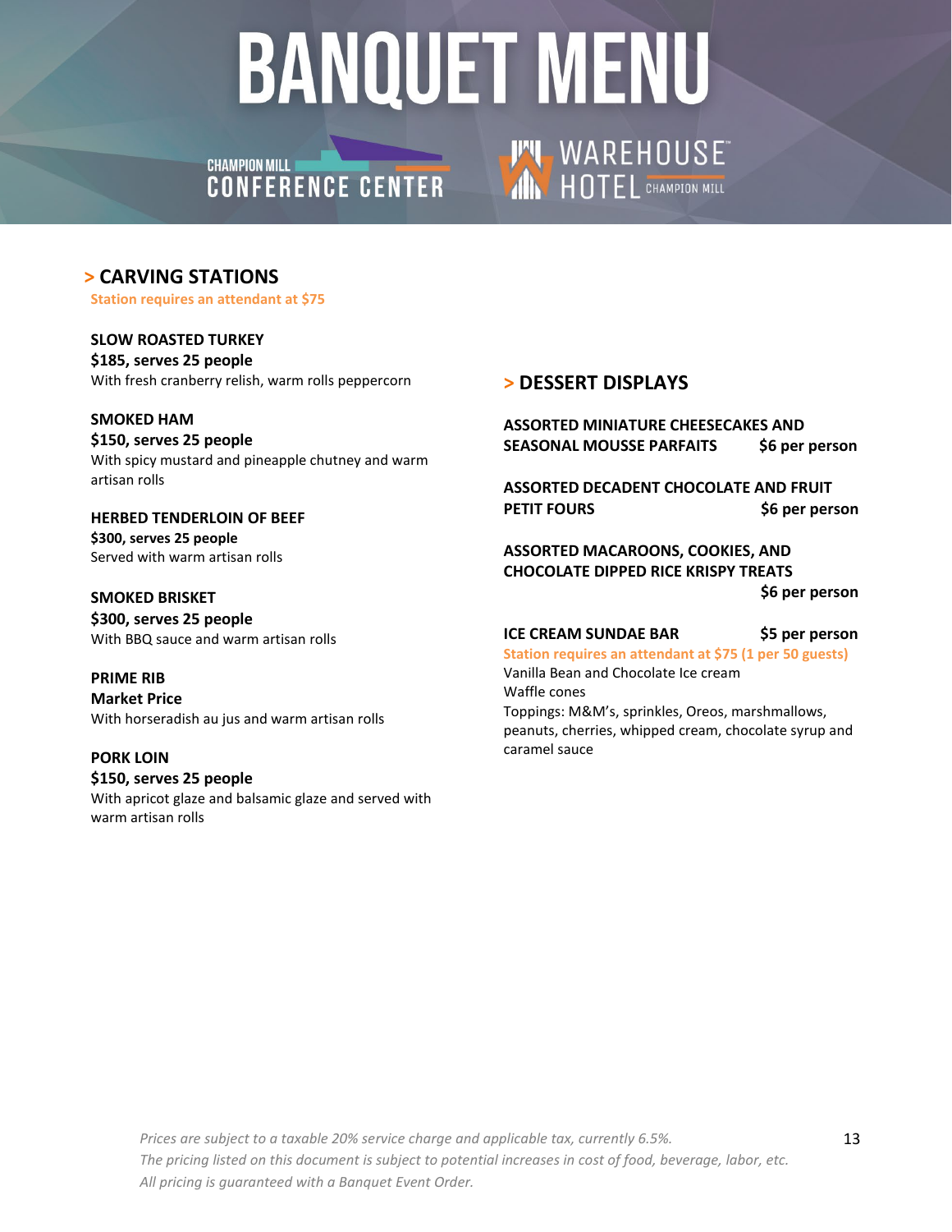# BANQUET MENU

CHAMPION MILL CONFERENCE CENTER

WAREHOUSE HOTEL CHAMPION MILL

## > CARVING STATIONS

Station requires an attendant at $75

**SLOW ROASTED TURKEY**
**$185, serves 25 people**
With fresh cranberry relish, warm rolls peppercorn

**SMOKED HAM**
**$150, serves 25 people**
With spicy mustard and pineapple chutney and warm artisan rolls

**HERBED TENDERLOIN OF BEEF**
**$300, serves 25 people**
Served with warm artisan rolls

**SMOKED BRISKET**
**$300, serves 25 people**
With BBQ sauce and warm artisan rolls

**PRIME RIB**
**Market Price**
With horseradish au jus and warm artisan rolls

**PORK LOIN**
**$150, serves 25 people**
With apricot glaze and balsamic glaze and served with warm artisan rolls

## > DESSERT DISPLAYS

**ASSORTED MINIATURE CHEESECAKES AND SEASONAL MOUSSE PARFAITS** **$6 per person**

**ASSORTED DECADENT CHOCOLATE AND FRUIT PETIT FOURS** **$6 per person**

**ASSORTED MACAROONS, COOKIES, AND CHOCOLATE DIPPED RICE KRISPY TREATS** **$6 per person**

**ICE CREAM SUNDAE BAR** **$5 per person**
Station requires an attendant at $75 (1 per 50 guests)
Vanilla Bean and Chocolate Ice cream
Waffle cones
Toppings: M&M's, sprinkles, Oreos, marshmallows, peanuts, cherries, whipped cream, chocolate syrup and caramel sauce

*Prices are subject to a taxable 20% service charge and applicable tax, currently 6.5%.*
*The pricing listed on this document is subject to potential increases in cost of food, beverage, labor, etc.*
*All pricing is guaranteed with a Banquet Event Order.*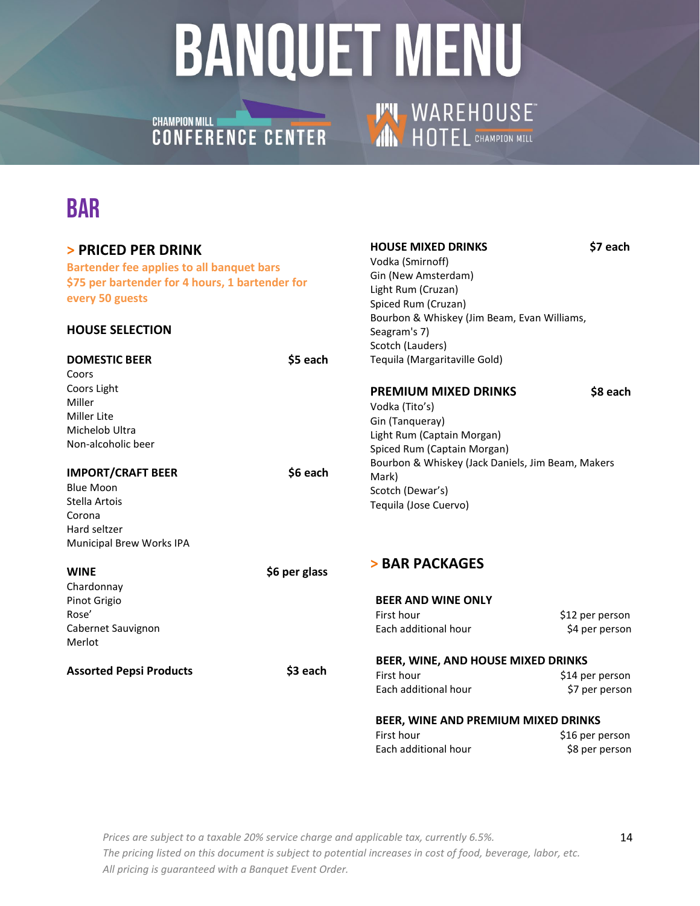# BANQUET MENU

CHAMPION MILL CONFERENCE CENTER

WAREHOUSE HOTEL CHAMPION MILL

## BAR

### > PRICED PER DRINK

**Bartender fee applies to all banquet bars**
**$75 per bartender for 4 hours, 1 bartender for every 50 guests**

#### HOUSE SELECTION

**DOMESTIC BEER** — **$5 each**

Coors
Coors Light
Miller
Miller Lite
Michelob Ultra
Non-alcoholic beer

**IMPORT/CRAFT BEER** — **$6 each**

Blue Moon
Stella Artois
Corona
Hard seltzer
Municipal Brew Works IPA

**WINE** — **$6 per glass**

Chardonnay
Pinot Grigio
Rose'
Cabernet Sauvignon
Merlot

**Assorted Pepsi Products** — **$3 each**

**HOUSE MIXED DRINKS** — **$7 each**

Vodka (Smirnoff)
Gin (New Amsterdam)
Light Rum (Cruzan)
Spiced Rum (Cruzan)
Bourbon & Whiskey (Jim Beam, Evan Williams, Seagram's 7)
Scotch (Lauders)
Tequila (Margaritaville Gold)

**PREMIUM MIXED DRINKS** — **$8 each**

Vodka (Tito's)
Gin (Tanqueray)
Light Rum (Captain Morgan)
Spiced Rum (Captain Morgan)
Bourbon & Whiskey (Jack Daniels, Jim Beam, Makers Mark)
Scotch (Dewar's)
Tequila (Jose Cuervo)

### > BAR PACKAGES

**BEER AND WINE ONLY**

| | |
|---|---|
| First hour | $12 per person |
| Each additional hour | $4 per person |

**BEER, WINE, AND HOUSE MIXED DRINKS**

| | |
|---|---|
| First hour | $14 per person |
| Each additional hour | $7 per person |

**BEER, WINE AND PREMIUM MIXED DRINKS**

| | |
|---|---|
| First hour | $16 per person |
| Each additional hour | $8 per person |

*Prices are subject to a taxable 20% service charge and applicable tax, currently 6.5%.*
*The pricing listed on this document is subject to potential increases in cost of food, beverage, labor, etc.*
*All pricing is guaranteed with a Banquet Event Order.*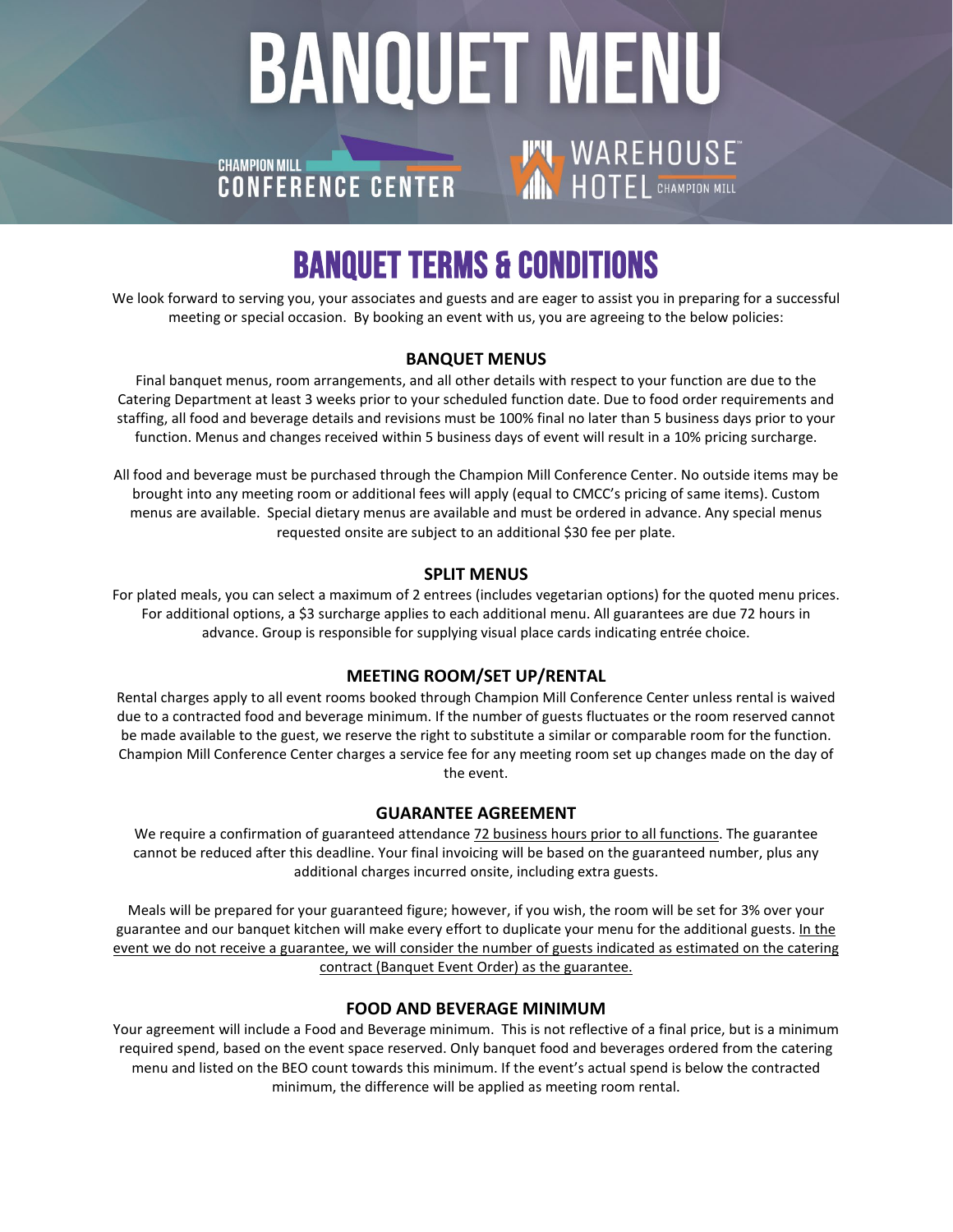# BANQUET MENU

CHAMPION MILL CONFERENCE CENTER

WAREHOUSE HOTEL CHAMPION MILL

## BANQUET TERMS & CONDITIONS

We look forward to serving you, your associates and guests and are eager to assist you in preparing for a successful meeting or special occasion. By booking an event with us, you are agreeing to the below policies:

### BANQUET MENUS

Final banquet menus, room arrangements, and all other details with respect to your function are due to the Catering Department at least 3 weeks prior to your scheduled function date. Due to food order requirements and staffing, all food and beverage details and revisions must be 100% final no later than 5 business days prior to your function. Menus and changes received within 5 business days of event will result in a 10% pricing surcharge.

All food and beverage must be purchased through the Champion Mill Conference Center. No outside items may be brought into any meeting room or additional fees will apply (equal to CMCC's pricing of same items). Custom menus are available. Special dietary menus are available and must be ordered in advance. Any special menus requested onsite are subject to an additional $30 fee per plate.

### SPLIT MENUS

For plated meals, you can select a maximum of 2 entrees (includes vegetarian options) for the quoted menu prices. For additional options, a $3 surcharge applies to each additional menu. All guarantees are due 72 hours in advance. Group is responsible for supplying visual place cards indicating entrée choice.

### MEETING ROOM/SET UP/RENTAL

Rental charges apply to all event rooms booked through Champion Mill Conference Center unless rental is waived due to a contracted food and beverage minimum. If the number of guests fluctuates or the room reserved cannot be made available to the guest, we reserve the right to substitute a similar or comparable room for the function. Champion Mill Conference Center charges a service fee for any meeting room set up changes made on the day of the event.

### GUARANTEE AGREEMENT

We require a confirmation of guaranteed attendance 72 business hours prior to all functions. The guarantee cannot be reduced after this deadline. Your final invoicing will be based on the guaranteed number, plus any additional charges incurred onsite, including extra guests.

Meals will be prepared for your guaranteed figure; however, if you wish, the room will be set for 3% over your guarantee and our banquet kitchen will make every effort to duplicate your menu for the additional guests. In the event we do not receive a guarantee, we will consider the number of guests indicated as estimated on the catering contract (Banquet Event Order) as the guarantee.

### FOOD AND BEVERAGE MINIMUM

Your agreement will include a Food and Beverage minimum. This is not reflective of a final price, but is a minimum required spend, based on the event space reserved. Only banquet food and beverages ordered from the catering menu and listed on the BEO count towards this minimum. If the event's actual spend is below the contracted minimum, the difference will be applied as meeting room rental.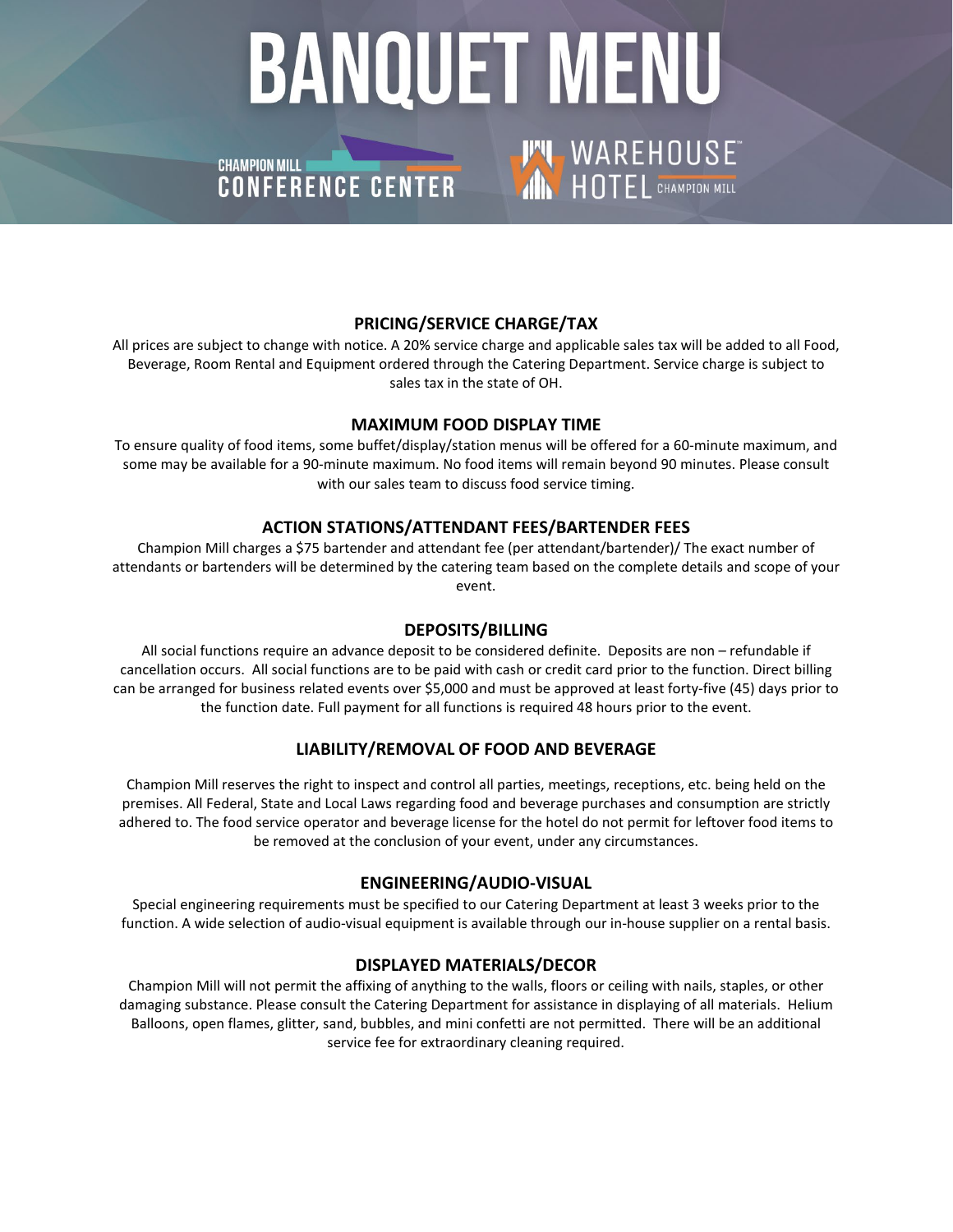# BANQUET MENU

CHAMPION MILL CONFERENCE CENTER

WAREHOUSE HOTEL CHAMPION MILL

### PRICING/SERVICE CHARGE/TAX

All prices are subject to change with notice. A 20% service charge and applicable sales tax will be added to all Food, Beverage, Room Rental and Equipment ordered through the Catering Department. Service charge is subject to sales tax in the state of OH.

### MAXIMUM FOOD DISPLAY TIME

To ensure quality of food items, some buffet/display/station menus will be offered for a 60-minute maximum, and some may be available for a 90-minute maximum. No food items will remain beyond 90 minutes. Please consult with our sales team to discuss food service timing.

### ACTION STATIONS/ATTENDANT FEES/BARTENDER FEES

Champion Mill charges a $75 bartender and attendant fee (per attendant/bartender)/ The exact number of attendants or bartenders will be determined by the catering team based on the complete details and scope of your event.

### DEPOSITS/BILLING

All social functions require an advance deposit to be considered definite. Deposits are non – refundable if cancellation occurs. All social functions are to be paid with cash or credit card prior to the function. Direct billing can be arranged for business related events over $5,000 and must be approved at least forty-five (45) days prior to the function date. Full payment for all functions is required 48 hours prior to the event.

### LIABILITY/REMOVAL OF FOOD AND BEVERAGE

Champion Mill reserves the right to inspect and control all parties, meetings, receptions, etc. being held on the premises. All Federal, State and Local Laws regarding food and beverage purchases and consumption are strictly adhered to. The food service operator and beverage license for the hotel do not permit for leftover food items to be removed at the conclusion of your event, under any circumstances.

### ENGINEERING/AUDIO-VISUAL

Special engineering requirements must be specified to our Catering Department at least 3 weeks prior to the function. A wide selection of audio-visual equipment is available through our in-house supplier on a rental basis.

### DISPLAYED MATERIALS/DECOR

Champion Mill will not permit the affixing of anything to the walls, floors or ceiling with nails, staples, or other damaging substance. Please consult the Catering Department for assistance in displaying of all materials. Helium Balloons, open flames, glitter, sand, bubbles, and mini confetti are not permitted. There will be an additional service fee for extraordinary cleaning required.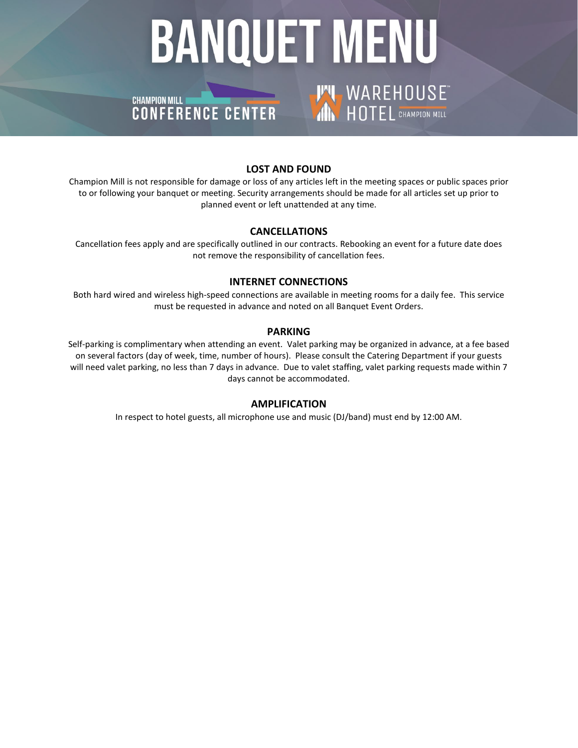# BANQUET MENU

CHAMPION MILL CONFERENCE CENTER

WAREHOUSE HOTEL CHAMPION MILL

## LOST AND FOUND

Champion Mill is not responsible for damage or loss of any articles left in the meeting spaces or public spaces prior to or following your banquet or meeting. Security arrangements should be made for all articles set up prior to planned event or left unattended at any time.

## CANCELLATIONS

Cancellation fees apply and are specifically outlined in our contracts. Rebooking an event for a future date does not remove the responsibility of cancellation fees.

## INTERNET CONNECTIONS

Both hard wired and wireless high-speed connections are available in meeting rooms for a daily fee. This service must be requested in advance and noted on all Banquet Event Orders.

## PARKING

Self-parking is complimentary when attending an event. Valet parking may be organized in advance, at a fee based on several factors (day of week, time, number of hours). Please consult the Catering Department if your guests will need valet parking, no less than 7 days in advance. Due to valet staffing, valet parking requests made within 7 days cannot be accommodated.

## AMPLIFICATION

In respect to hotel guests, all microphone use and music (DJ/band) must end by 12:00 AM.